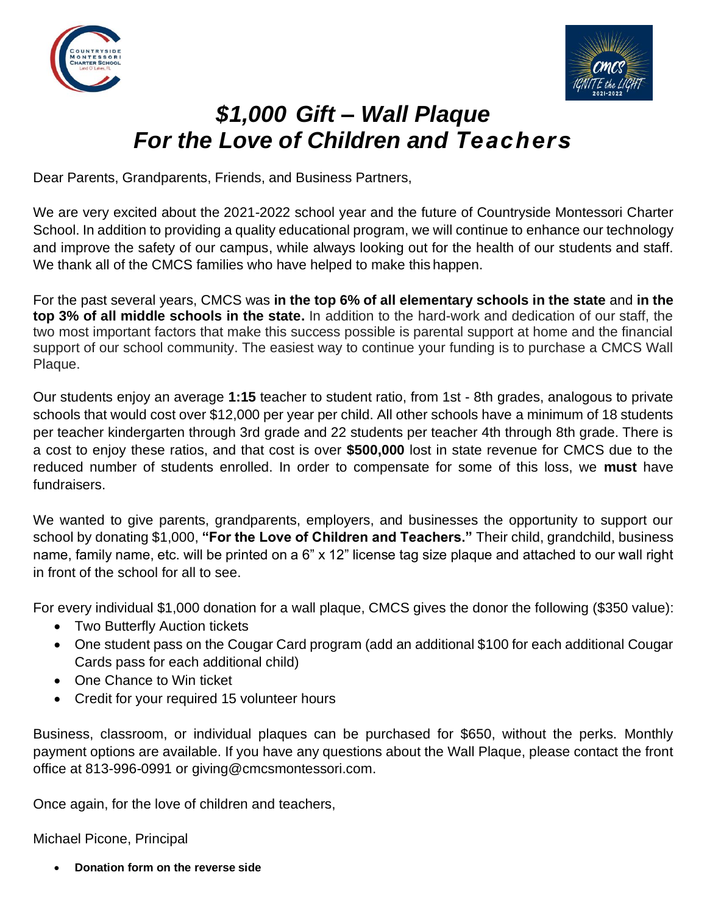# *$1,000 Gift – Wall Plaque*
# *For the Love of Children and Teachers*

Dear Parents, Grandparents, Friends, and Business Partners,

We are very excited about the 2021-2022 school year and the future of Countryside Montessori Charter School. In addition to providing a quality educational program, we will continue to enhance our technology and improve the safety of our campus, while always looking out for the health of our students and staff. We thank all of the CMCS families who have helped to make this happen.

For the past several years, CMCS was **in the top 6% of all elementary schools in the state** and **in the top 3% of all middle schools in the state.** In addition to the hard-work and dedication of our staff, the two most important factors that make this success possible is parental support at home and the financial support of our school community. The easiest way to continue your funding is to purchase a CMCS Wall Plaque.

Our students enjoy an average **1:15** teacher to student ratio, from 1st - 8th grades, analogous to private schools that would cost over $12,000 per year per child. All other schools have a minimum of 18 students per teacher kindergarten through 3rd grade and 22 students per teacher 4th through 8th grade. There is a cost to enjoy these ratios, and that cost is over **$500,000** lost in state revenue for CMCS due to the reduced number of students enrolled. In order to compensate for some of this loss, we **must** have fundraisers.

We wanted to give parents, grandparents, employers, and businesses the opportunity to support our school by donating $1,000, **"For the Love of Children and Teachers."** Their child, grandchild, business name, family name, etc. will be printed on a 6" x 12" license tag size plaque and attached to our wall right in front of the school for all to see.

For every individual $1,000 donation for a wall plaque, CMCS gives the donor the following ($350 value):

- Two Butterfly Auction tickets
- One student pass on the Cougar Card program (add an additional $100 for each additional Cougar Cards pass for each additional child)
- One Chance to Win ticket
- Credit for your required 15 volunteer hours

Business, classroom, or individual plaques can be purchased for $650, without the perks. Monthly payment options are available. If you have any questions about the Wall Plaque, please contact the front office at 813-996-0991 or giving@cmcsmontessori.com.

Once again, for the love of children and teachers,

Michael Picone, Principal

- **Donation form on the reverse side**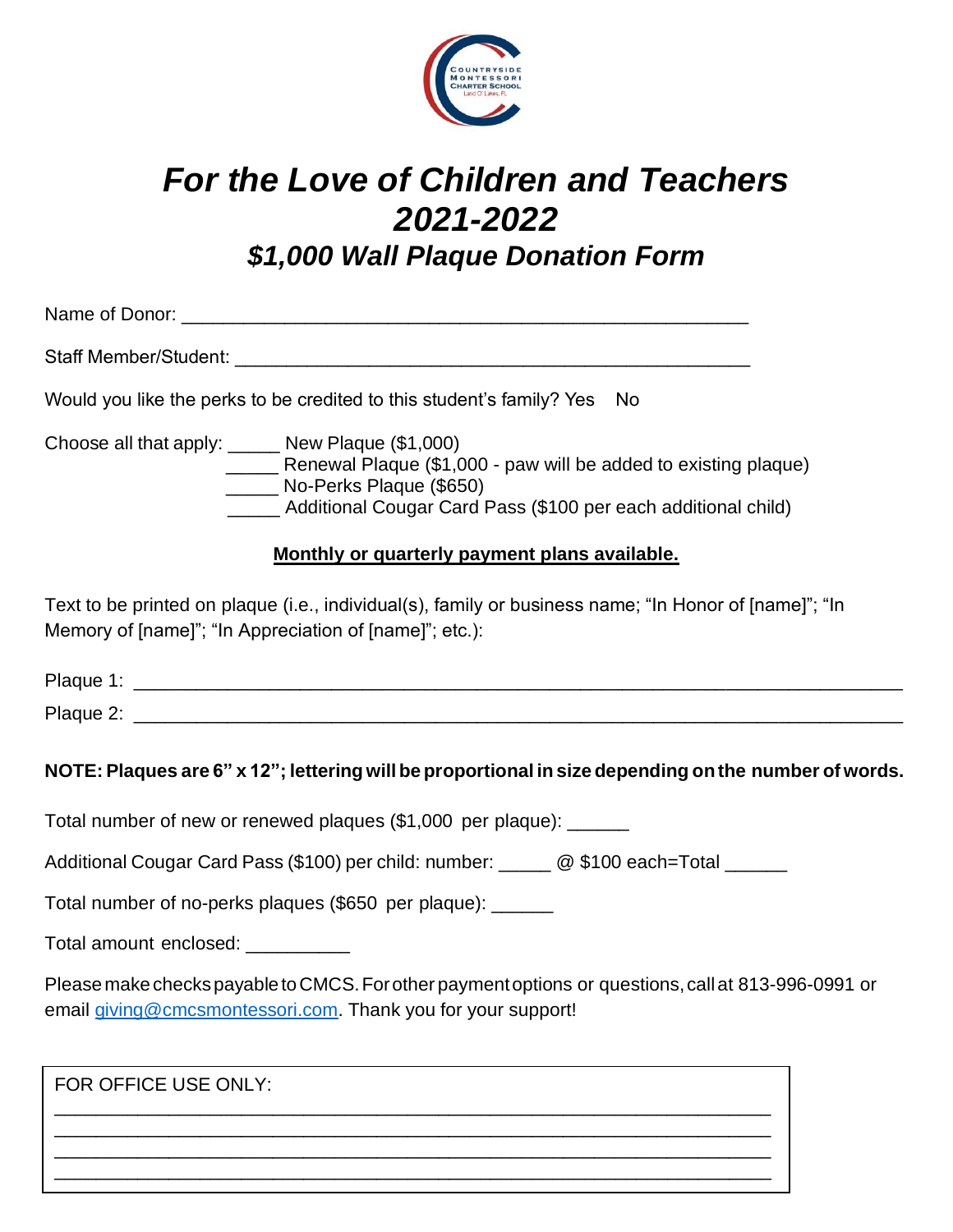# *For the Love of Children and Teachers 2021-2022*

## *$1,000 Wall Plaque Donation Form*

Name of Donor: ___________________________________________________

Staff Member/Student: _____________________________________________

Would you like the perks to be credited to this student's family? Yes No

Choose all that apply: _____ New Plaque ($1,000)
_____ Renewal Plaque ($1,000 - paw will be added to existing plaque)
_____ No-Perks Plaque ($650)
_____ Additional Cougar Card Pass ($100 per each additional child)

**Monthly or quarterly payment plans available.**

Text to be printed on plaque (i.e., individual(s), family or business name; "In Honor of [name]"; "In Memory of [name]"; "In Appreciation of [name]"; etc.):

Plaque 1: ________________________________________________________________

Plaque 2: ________________________________________________________________

**NOTE: Plaques are 6" x 12"; lettering will be proportional in size depending on the number of words.**

Total number of new or renewed plaques ($1,000 per plaque): ______

Additional Cougar Card Pass ($100) per child: number: _____ @ $100 each=Total ______

Total number of no-perks plaques ($650 per plaque): ______

Total amount enclosed: __________

Please make checks payable to CMCS. For other payment options or questions, call at 813-996-0991 or email giving@cmcsmontessori.com. Thank you for your support!

FOR OFFICE USE ONLY:

______________________________________________________________

______________________________________________________________

______________________________________________________________

______________________________________________________________